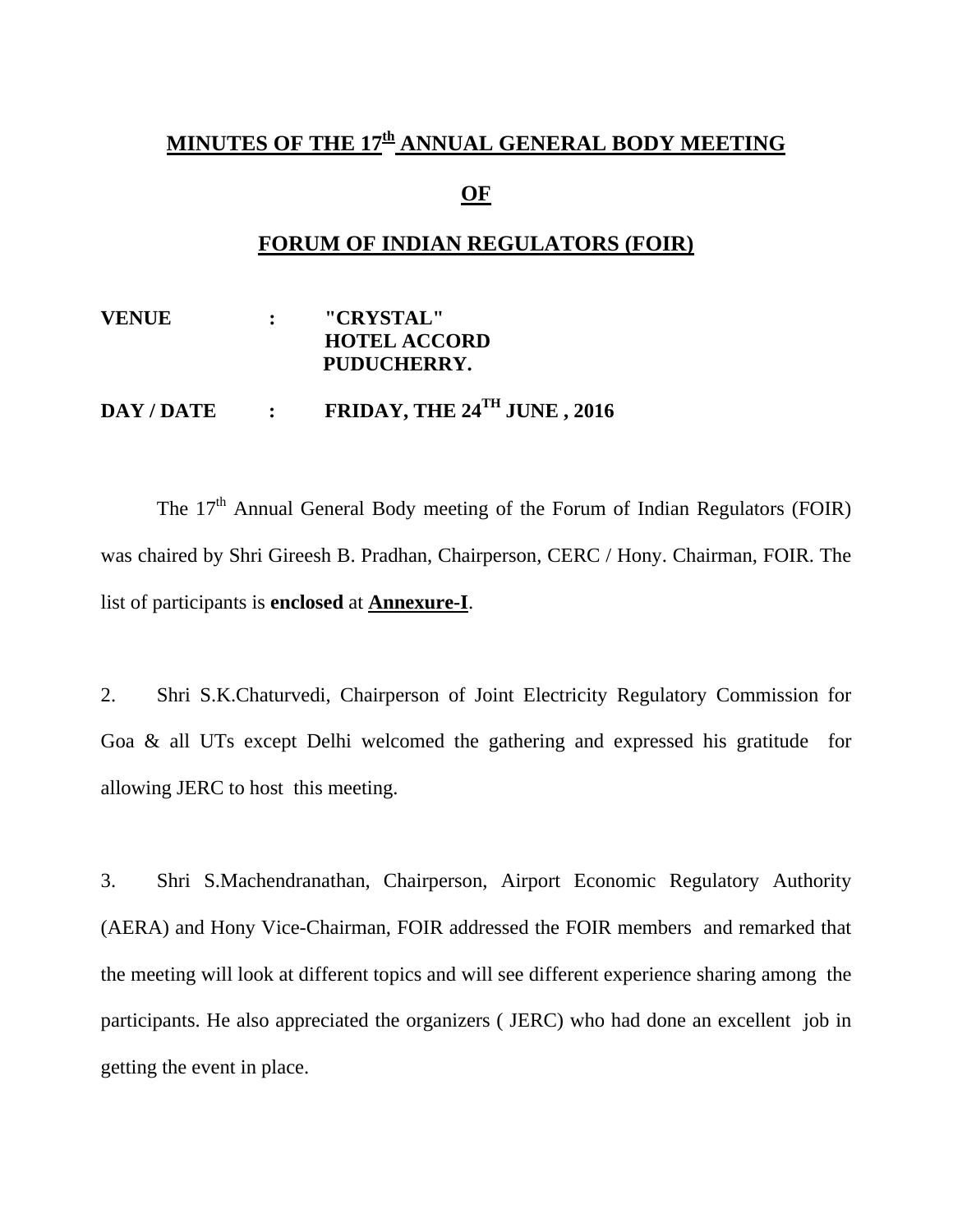# MINUTES OF THE 17th ANNUAL GENERAL BODY MEETING

# OF

# FORUM OF INDIAN REGULATORS (FOIR)

**VENUE** : **"CRYSTAL"**
**HOTEL ACCORD**
**PUDUCHERRY.**

**DAY / DATE** : **FRIDAY, THE 24TH JUNE , 2016**

The 17th Annual General Body meeting of the Forum of Indian Regulators (FOIR) was chaired by Shri Gireesh B. Pradhan, Chairperson, CERC / Hony. Chairman, FOIR. The list of participants is **enclosed** at **Annexure-I**.

2. Shri S.K.Chaturvedi, Chairperson of Joint Electricity Regulatory Commission for Goa & all UTs except Delhi welcomed the gathering and expressed his gratitude for allowing JERC to host this meeting.

3. Shri S.Machendranathan, Chairperson, Airport Economic Regulatory Authority (AERA) and Hony Vice-Chairman, FOIR addressed the FOIR members and remarked that the meeting will look at different topics and will see different experience sharing among the participants. He also appreciated the organizers ( JERC) who had done an excellent job in getting the event in place.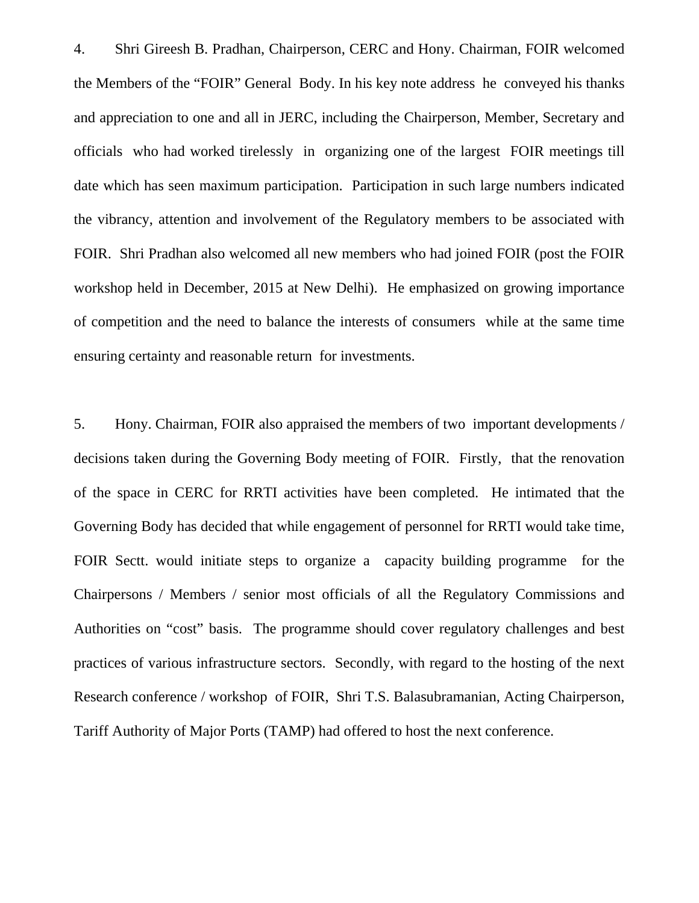4. Shri Gireesh B. Pradhan, Chairperson, CERC and Hony. Chairman, FOIR welcomed the Members of the "FOIR" General Body. In his key note address he conveyed his thanks and appreciation to one and all in JERC, including the Chairperson, Member, Secretary and officials who had worked tirelessly in organizing one of the largest FOIR meetings till date which has seen maximum participation. Participation in such large numbers indicated the vibrancy, attention and involvement of the Regulatory members to be associated with FOIR. Shri Pradhan also welcomed all new members who had joined FOIR (post the FOIR workshop held in December, 2015 at New Delhi). He emphasized on growing importance of competition and the need to balance the interests of consumers while at the same time ensuring certainty and reasonable return for investments.

5. Hony. Chairman, FOIR also appraised the members of two important developments / decisions taken during the Governing Body meeting of FOIR. Firstly, that the renovation of the space in CERC for RRTI activities have been completed. He intimated that the Governing Body has decided that while engagement of personnel for RRTI would take time, FOIR Sectt. would initiate steps to organize a capacity building programme for the Chairpersons / Members / senior most officials of all the Regulatory Commissions and Authorities on "cost" basis. The programme should cover regulatory challenges and best practices of various infrastructure sectors. Secondly, with regard to the hosting of the next Research conference / workshop of FOIR, Shri T.S. Balasubramanian, Acting Chairperson, Tariff Authority of Major Ports (TAMP) had offered to host the next conference.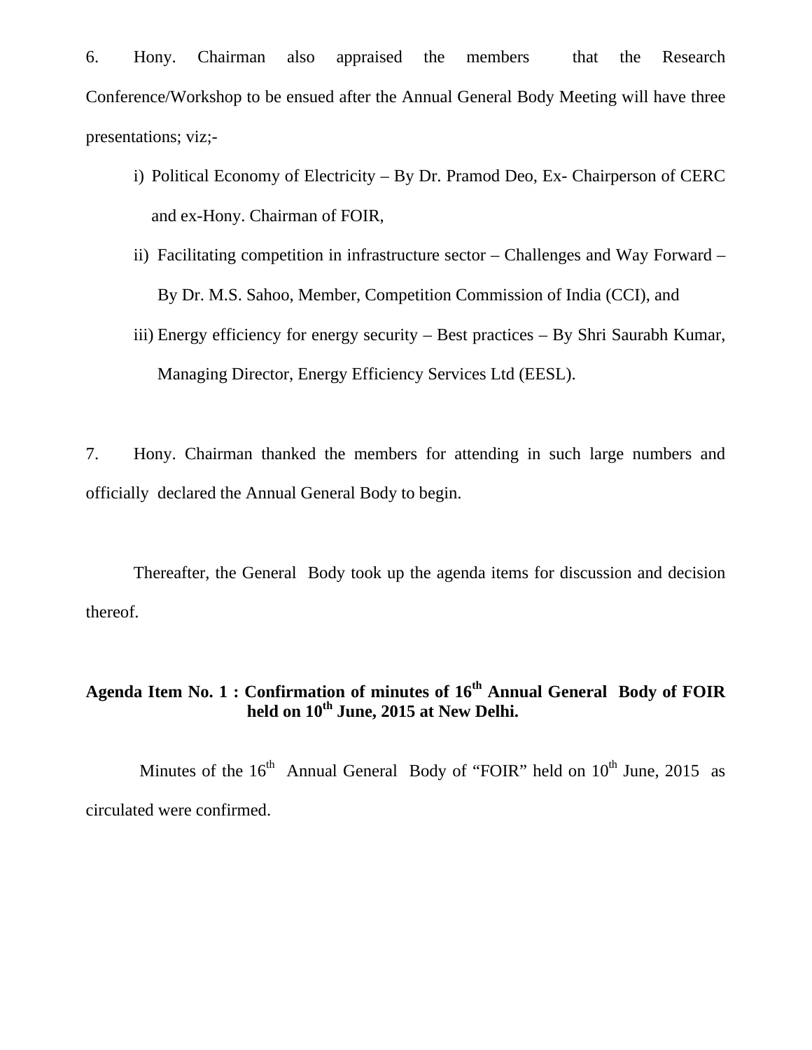6. Hony. Chairman also appraised the members that the Research Conference/Workshop to be ensued after the Annual General Body Meeting will have three presentations; viz;-

i) Political Economy of Electricity – By Dr. Pramod Deo, Ex- Chairperson of CERC and ex-Hony. Chairman of FOIR,

ii) Facilitating competition in infrastructure sector – Challenges and Way Forward – By Dr. M.S. Sahoo, Member, Competition Commission of India (CCI), and

iii) Energy efficiency for energy security – Best practices – By Shri Saurabh Kumar, Managing Director, Energy Efficiency Services Ltd (EESL).

7. Hony. Chairman thanked the members for attending in such large numbers and officially declared the Annual General Body to begin.

Thereafter, the General Body took up the agenda items for discussion and decision thereof.

**Agenda Item No. 1 : Confirmation of minutes of 16th Annual General Body of FOIR held on 10th June, 2015 at New Delhi.**

Minutes of the 16th Annual General Body of "FOIR" held on 10th June, 2015 as circulated were confirmed.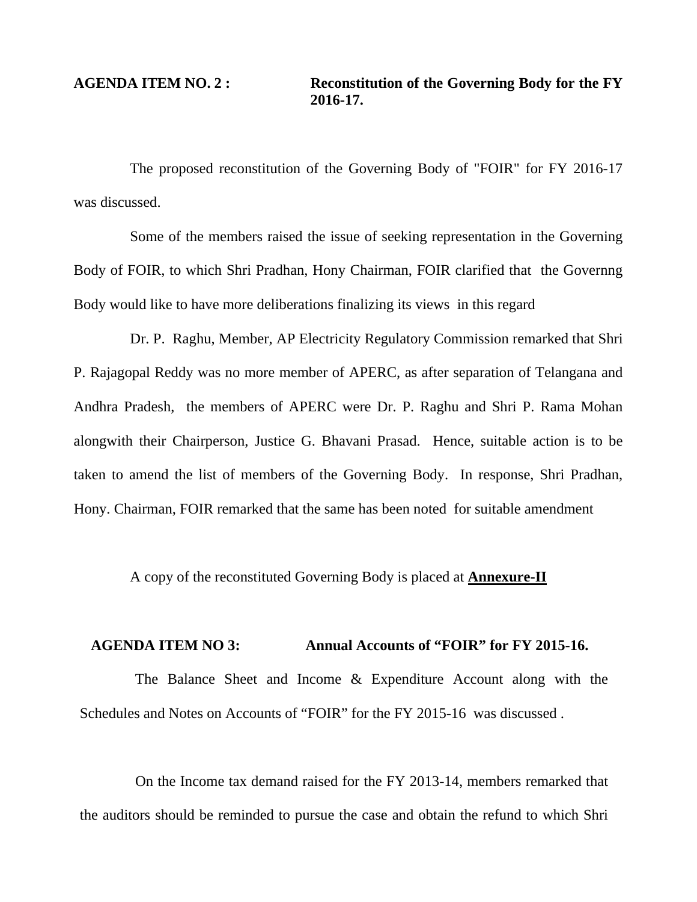**AGENDA ITEM NO. 2 : Reconstitution of the Governing Body for the FY 2016-17.**

The proposed reconstitution of the Governing Body of "FOIR" for FY 2016-17 was discussed.

Some of the members raised the issue of seeking representation in the Governing Body of FOIR, to which Shri Pradhan, Hony Chairman, FOIR clarified that the Governng Body would like to have more deliberations finalizing its views in this regard

Dr. P. Raghu, Member, AP Electricity Regulatory Commission remarked that Shri P. Rajagopal Reddy was no more member of APERC, as after separation of Telangana and Andhra Pradesh, the members of APERC were Dr. P. Raghu and Shri P. Rama Mohan alongwith their Chairperson, Justice G. Bhavani Prasad. Hence, suitable action is to be taken to amend the list of members of the Governing Body. In response, Shri Pradhan, Hony. Chairman, FOIR remarked that the same has been noted for suitable amendment

A copy of the reconstituted Governing Body is placed at **Annexure-II**

**AGENDA ITEM NO 3: Annual Accounts of "FOIR" for FY 2015-16.**

The Balance Sheet and Income & Expenditure Account along with the Schedules and Notes on Accounts of "FOIR" for the FY 2015-16 was discussed .

On the Income tax demand raised for the FY 2013-14, members remarked that the auditors should be reminded to pursue the case and obtain the refund to which Shri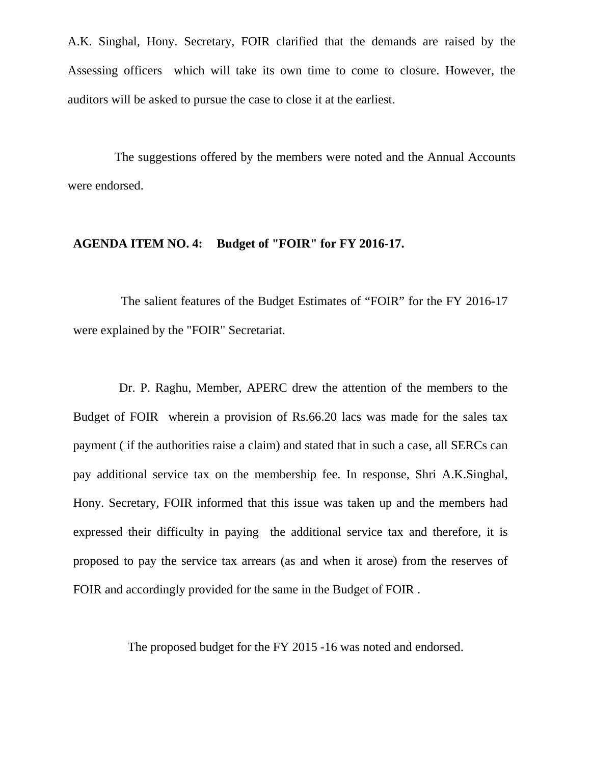A.K. Singhal, Hony. Secretary, FOIR clarified that the demands are raised by the Assessing officers which will take its own time to come to closure. However, the auditors will be asked to pursue the case to close it at the earliest.

The suggestions offered by the members were noted and the Annual Accounts were endorsed.

**AGENDA ITEM NO. 4: Budget of "FOIR" for FY 2016-17.**

The salient features of the Budget Estimates of “FOIR” for the FY 2016-17 were explained by the "FOIR" Secretariat.

Dr. P. Raghu, Member, APERC drew the attention of the members to the Budget of FOIR wherein a provision of Rs.66.20 lacs was made for the sales tax payment ( if the authorities raise a claim) and stated that in such a case, all SERCs can pay additional service tax on the membership fee. In response, Shri A.K.Singhal, Hony. Secretary, FOIR informed that this issue was taken up and the members had expressed their difficulty in paying the additional service tax and therefore, it is proposed to pay the service tax arrears (as and when it arose) from the reserves of FOIR and accordingly provided for the same in the Budget of FOIR .

The proposed budget for the FY 2015 -16 was noted and endorsed.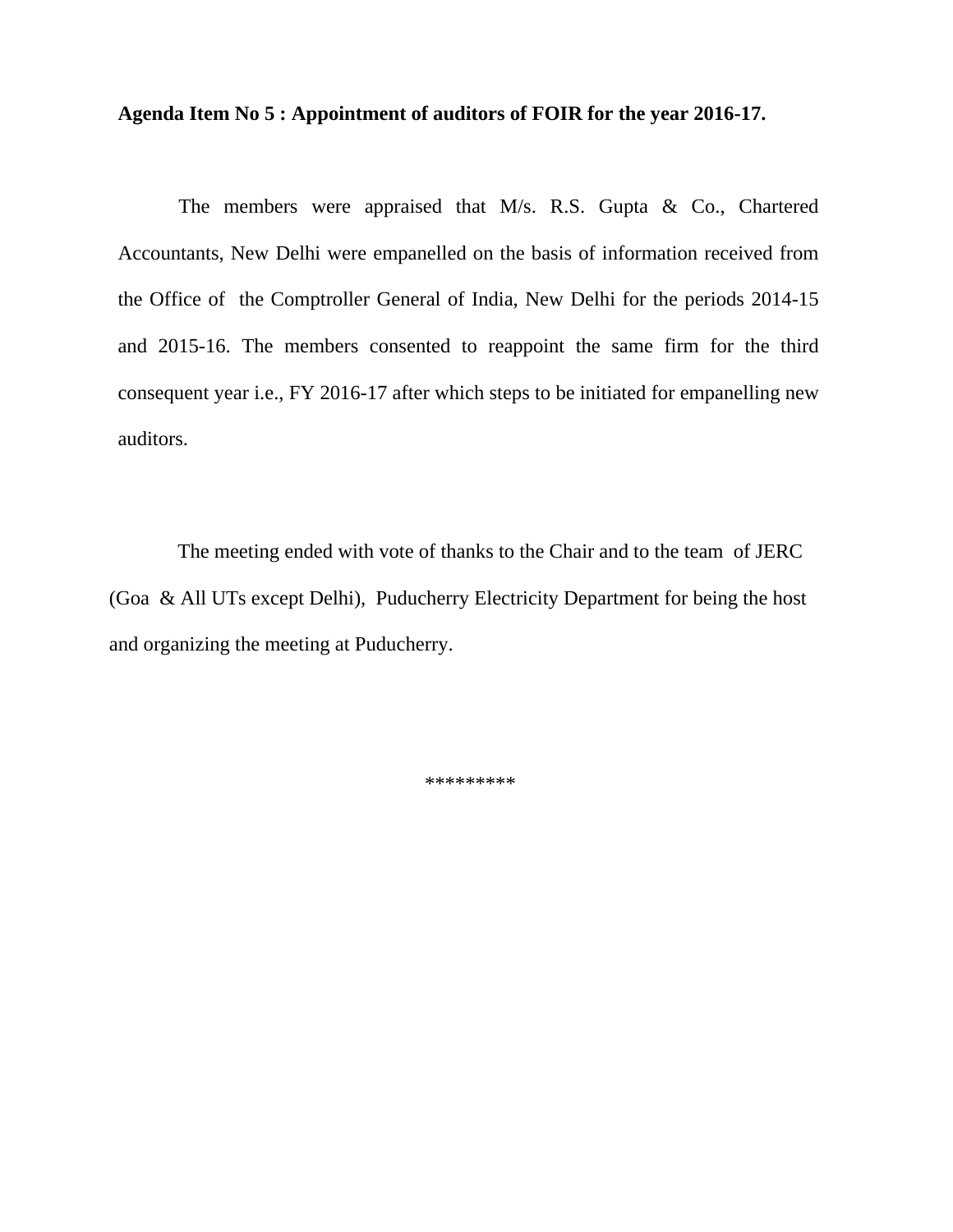**Agenda Item No 5 : Appointment of auditors of FOIR for the year 2016-17.**

The members were appraised that M/s. R.S. Gupta & Co., Chartered Accountants, New Delhi were empanelled on the basis of information received from the Office of the Comptroller General of India, New Delhi for the periods 2014-15 and 2015-16. The members consented to reappoint the same firm for the third consequent year i.e., FY 2016-17 after which steps to be initiated for empanelling new auditors.

The meeting ended with vote of thanks to the Chair and to the team of JERC (Goa & All UTs except Delhi), Puducherry Electricity Department for being the host and organizing the meeting at Puducherry.

*********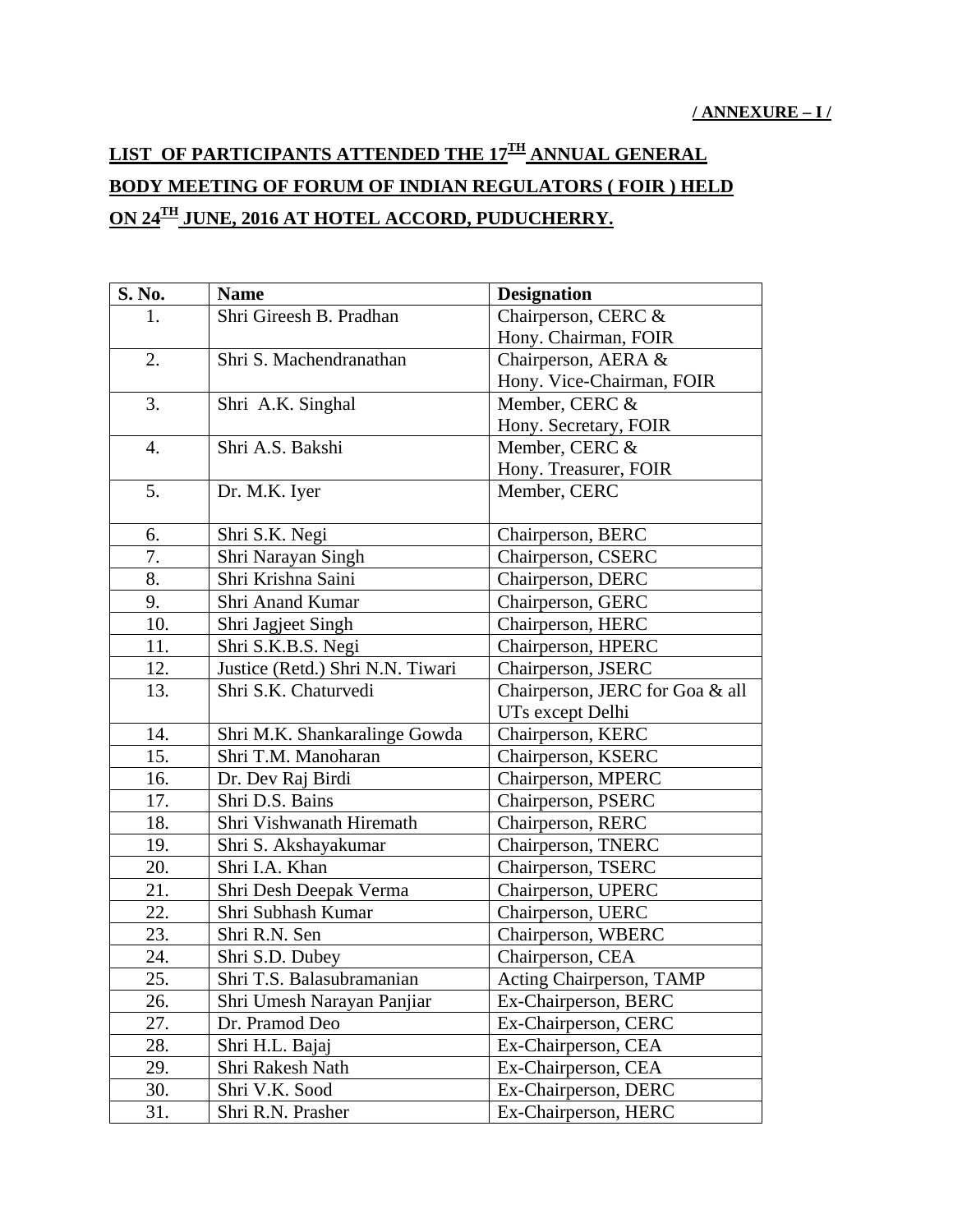**/ ANNEXURE – I /**

# LIST OF PARTICIPANTS ATTENDED THE 17$^{TH}$ ANNUAL GENERAL BODY MEETING OF FORUM OF INDIAN REGULATORS ( FOIR ) HELD ON 24$^{TH}$ JUNE, 2016 AT HOTEL ACCORD, PUDUCHERRY.

| S. No. | Name | Designation |
|---|---|---|
| 1. | Shri Gireesh B. Pradhan | Chairperson, CERC & Hony. Chairman, FOIR |
| 2. | Shri S. Machendranathan | Chairperson, AERA & Hony. Vice-Chairman, FOIR |
| 3. | Shri A.K. Singhal | Member, CERC & Hony. Secretary, FOIR |
| 4. | Shri A.S. Bakshi | Member, CERC & Hony. Treasurer, FOIR |
| 5. | Dr. M.K. Iyer | Member, CERC |
| 6. | Shri S.K. Negi | Chairperson, BERC |
| 7. | Shri Narayan Singh | Chairperson, CSERC |
| 8. | Shri Krishna Saini | Chairperson, DERC |
| 9. | Shri Anand Kumar | Chairperson, GERC |
| 10. | Shri Jagjeet Singh | Chairperson, HERC |
| 11. | Shri S.K.B.S. Negi | Chairperson, HPERC |
| 12. | Justice (Retd.) Shri N.N. Tiwari | Chairperson, JSERC |
| 13. | Shri S.K. Chaturvedi | Chairperson, JERC for Goa & all UTs except Delhi |
| 14. | Shri M.K. Shankaralinge Gowda | Chairperson, KERC |
| 15. | Shri T.M. Manoharan | Chairperson, KSERC |
| 16. | Dr. Dev Raj Birdi | Chairperson, MPERC |
| 17. | Shri D.S. Bains | Chairperson, PSERC |
| 18. | Shri Vishwanath Hiremath | Chairperson, RERC |
| 19. | Shri S. Akshayakumar | Chairperson, TNERC |
| 20. | Shri I.A. Khan | Chairperson, TSERC |
| 21. | Shri Desh Deepak Verma | Chairperson, UPERC |
| 22. | Shri Subhash Kumar | Chairperson, UERC |
| 23. | Shri R.N. Sen | Chairperson, WBERC |
| 24. | Shri S.D. Dubey | Chairperson, CEA |
| 25. | Shri T.S. Balasubramanian | Acting Chairperson, TAMP |
| 26. | Shri Umesh Narayan Panjiar | Ex-Chairperson, BERC |
| 27. | Dr. Pramod Deo | Ex-Chairperson, CERC |
| 28. | Shri H.L. Bajaj | Ex-Chairperson, CEA |
| 29. | Shri Rakesh Nath | Ex-Chairperson, CEA |
| 30. | Shri V.K. Sood | Ex-Chairperson, DERC |
| 31. | Shri R.N. Prasher | Ex-Chairperson, HERC |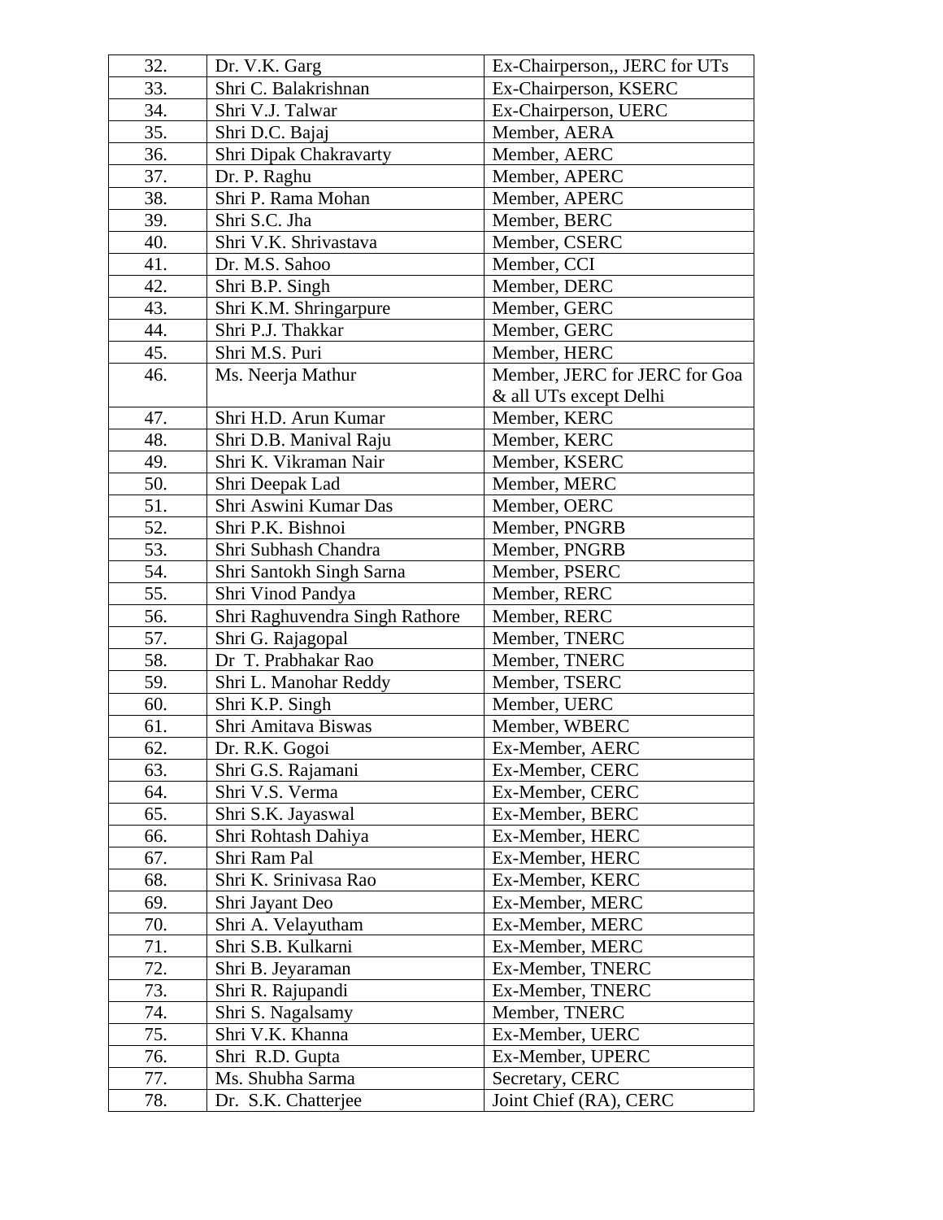| 32. | Dr. V.K. Garg | Ex-Chairperson,, JERC for UTs |
|---|---|---|
| 33. | Shri C. Balakrishnan | Ex-Chairperson, KSERC |
| 34. | Shri V.J. Talwar | Ex-Chairperson, UERC |
| 35. | Shri D.C. Bajaj | Member, AERA |
| 36. | Shri Dipak Chakravarty | Member, AERC |
| 37. | Dr. P. Raghu | Member, APERC |
| 38. | Shri P. Rama Mohan | Member, APERC |
| 39. | Shri S.C. Jha | Member, BERC |
| 40. | Shri V.K. Shrivastava | Member, CSERC |
| 41. | Dr. M.S. Sahoo | Member, CCI |
| 42. | Shri B.P. Singh | Member, DERC |
| 43. | Shri K.M. Shringarpure | Member, GERC |
| 44. | Shri P.J. Thakkar | Member, GERC |
| 45. | Shri M.S. Puri | Member, HERC |
| 46. | Ms. Neerja Mathur | Member, JERC for JERC for Goa & all UTs except Delhi |
| 47. | Shri H.D. Arun Kumar | Member, KERC |
| 48. | Shri D.B. Manival Raju | Member, KERC |
| 49. | Shri K. Vikraman Nair | Member, KSERC |
| 50. | Shri Deepak Lad | Member, MERC |
| 51. | Shri Aswini Kumar Das | Member, OERC |
| 52. | Shri P.K. Bishnoi | Member, PNGRB |
| 53. | Shri Subhash Chandra | Member, PNGRB |
| 54. | Shri Santokh Singh Sarna | Member, PSERC |
| 55. | Shri Vinod Pandya | Member, RERC |
| 56. | Shri Raghuvendra Singh Rathore | Member, RERC |
| 57. | Shri G. Rajagopal | Member, TNERC |
| 58. | Dr T. Prabhakar Rao | Member, TNERC |
| 59. | Shri L. Manohar Reddy | Member, TSERC |
| 60. | Shri K.P. Singh | Member, UERC |
| 61. | Shri Amitava Biswas | Member, WBERC |
| 62. | Dr. R.K. Gogoi | Ex-Member, AERC |
| 63. | Shri G.S. Rajamani | Ex-Member, CERC |
| 64. | Shri V.S. Verma | Ex-Member, CERC |
| 65. | Shri S.K. Jayaswal | Ex-Member, BERC |
| 66. | Shri Rohtash Dahiya | Ex-Member, HERC |
| 67. | Shri Ram Pal | Ex-Member, HERC |
| 68. | Shri K. Srinivasa Rao | Ex-Member, KERC |
| 69. | Shri Jayant Deo | Ex-Member, MERC |
| 70. | Shri A. Velayutham | Ex-Member, MERC |
| 71. | Shri S.B. Kulkarni | Ex-Member, MERC |
| 72. | Shri B. Jeyaraman | Ex-Member, TNERC |
| 73. | Shri R. Rajupandi | Ex-Member, TNERC |
| 74. | Shri S. Nagalsamy | Member, TNERC |
| 75. | Shri V.K. Khanna | Ex-Member, UERC |
| 76. | Shri R.D. Gupta | Ex-Member, UPERC |
| 77. | Ms. Shubha Sarma | Secretary, CERC |
| 78. | Dr. S.K. Chatterjee | Joint Chief (RA), CERC |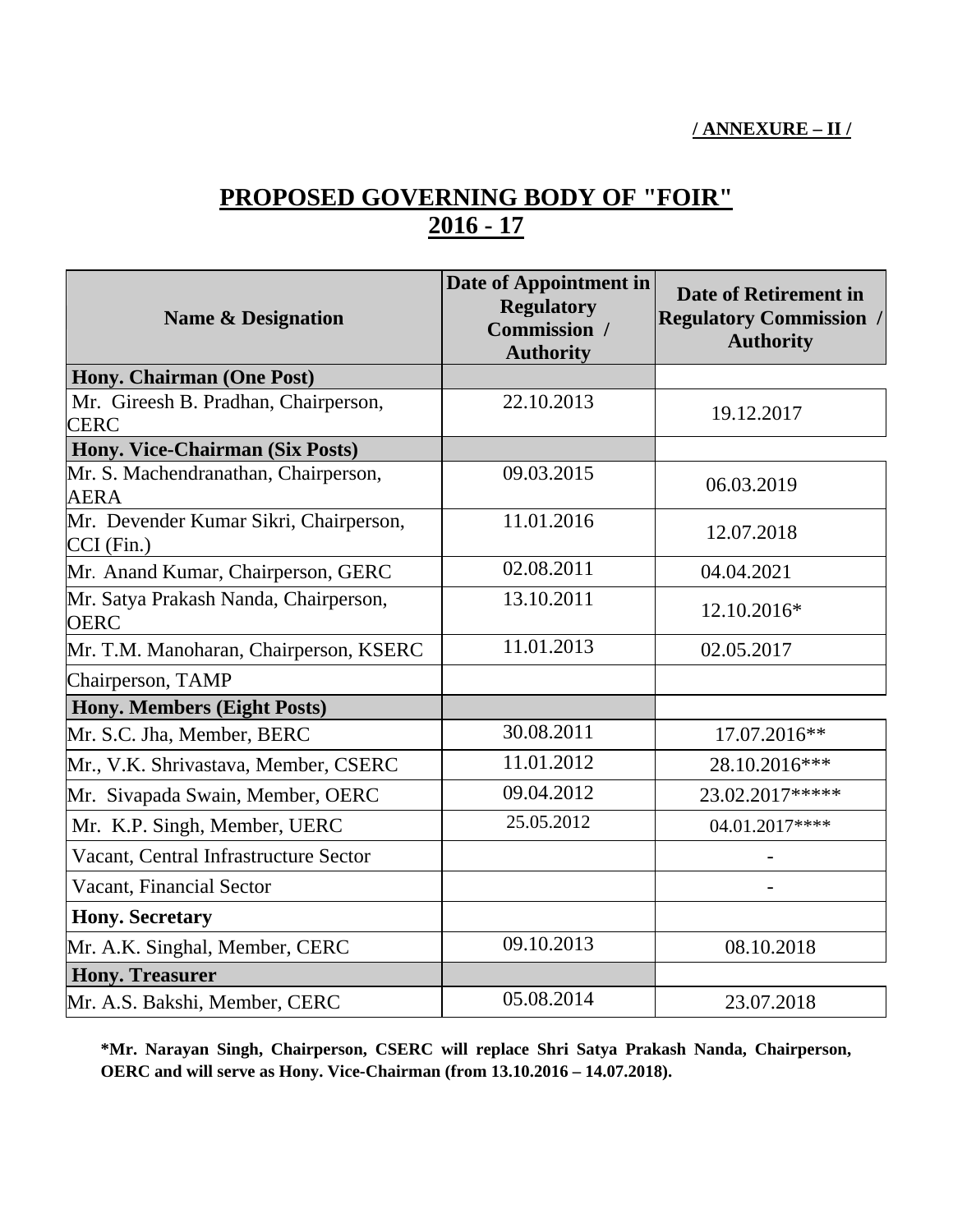**/ ANNEXURE – II /**

# PROPOSED GOVERNING BODY OF "FOIR" 2016 - 17

| Name & Designation | Date of Appointment in Regulatory Commission / Authority | Date of Retirement in Regulatory Commission / Authority |
|---|---|---|
| **Hony. Chairman (One Post)** | | |
| Mr. Gireesh B. Pradhan, Chairperson, CERC | 22.10.2013 | 19.12.2017 |
| **Hony. Vice-Chairman (Six Posts)** | | |
| Mr. S. Machendranathan, Chairperson, AERA | 09.03.2015 | 06.03.2019 |
| Mr. Devender Kumar Sikri, Chairperson, CCI (Fin.) | 11.01.2016 | 12.07.2018 |
| Mr. Anand Kumar, Chairperson, GERC | 02.08.2011 | 04.04.2021 |
| Mr. Satya Prakash Nanda, Chairperson, OERC | 13.10.2011 | 12.10.2016* |
| Mr. T.M. Manoharan, Chairperson, KSERC | 11.01.2013 | 02.05.2017 |
| Chairperson, TAMP | | |
| **Hony. Members (Eight Posts)** | | |
| Mr. S.C. Jha, Member, BERC | 30.08.2011 | 17.07.2016** |
| Mr., V.K. Shrivastava, Member, CSERC | 11.01.2012 | 28.10.2016*** |
| Mr. Sivapada Swain, Member, OERC | 09.04.2012 | 23.02.2017***** |
| Mr. K.P. Singh, Member, UERC | 25.05.2012 | 04.01.2017**** |
| Vacant, Central Infrastructure Sector | | - |
| Vacant, Financial Sector | | - |
| **Hony. Secretary** | | |
| Mr. A.K. Singhal, Member, CERC | 09.10.2013 | 08.10.2018 |
| **Hony. Treasurer** | | |
| Mr. A.S. Bakshi, Member, CERC | 05.08.2014 | 23.07.2018 |

***Mr. Narayan Singh, Chairperson, CSERC will replace Shri Satya Prakash Nanda, Chairperson, OERC and will serve as Hony. Vice-Chairman (from 13.10.2016 – 14.07.2018).**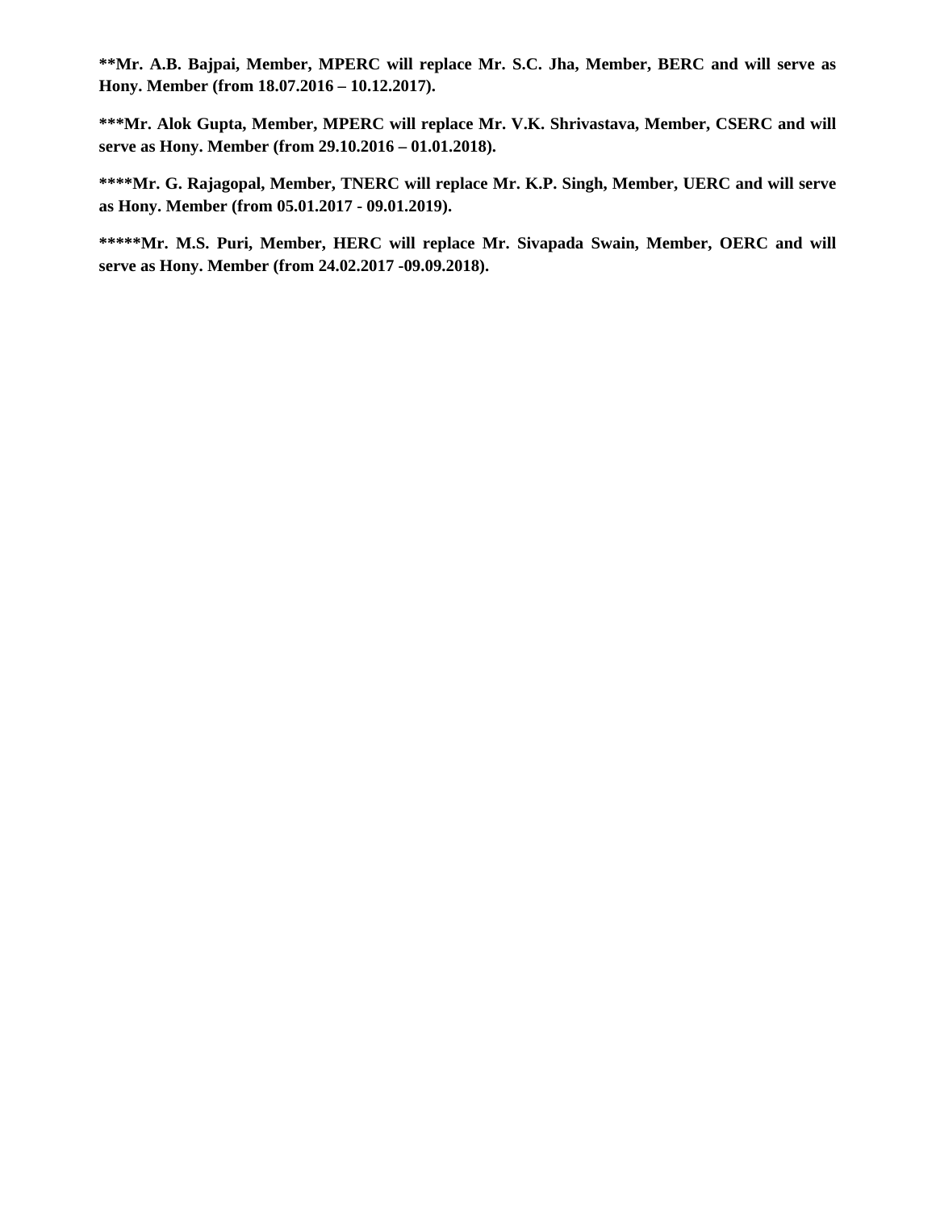**\*\*Mr. A.B. Bajpai, Member, MPERC will replace Mr. S.C. Jha, Member, BERC and will serve as Hony. Member (from 18.07.2016 – 10.12.2017).**

**\*\*\*Mr. Alok Gupta, Member, MPERC will replace Mr. V.K. Shrivastava, Member, CSERC and will serve as Hony. Member (from 29.10.2016 – 01.01.2018).**

**\*\*\*\*Mr. G. Rajagopal, Member, TNERC will replace Mr. K.P. Singh, Member, UERC and will serve as Hony. Member (from 05.01.2017 - 09.01.2019).**

**\*\*\*\*\*Mr. M.S. Puri, Member, HERC will replace Mr. Sivapada Swain, Member, OERC and will serve as Hony. Member (from 24.02.2017 -09.09.2018).**